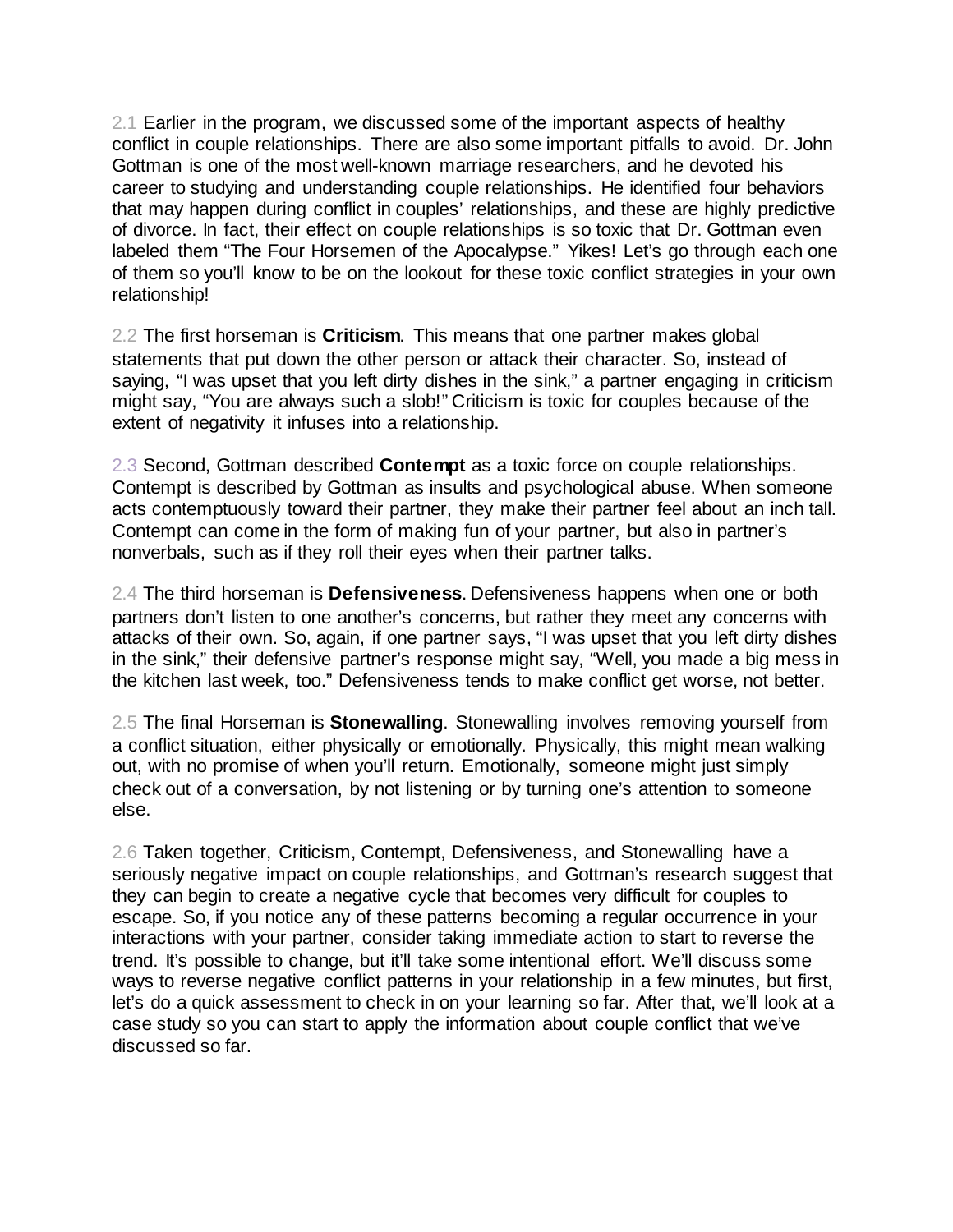2.1 Earlier in the program, we discussed some of the important aspects of healthy conflict in couple relationships. There are also some important pitfalls to avoid. Dr. John Gottman is one of the most well-known marriage researchers, and he devoted his career to studying and understanding couple relationships. He identified four behaviors that may happen during conflict in couples' relationships, and these are highly predictive of divorce. In fact, their effect on couple relationships is so toxic that Dr. Gottman even labeled them "The Four Horsemen of the Apocalypse." Yikes! Let's go through each one of them so you'll know to be on the lookout for these toxic conflict strategies in your own relationship!

2.2 The first horseman is **Criticism**. This means that one partner makes global statements that put down the other person or attack their character. So, instead of saying, "I was upset that you left dirty dishes in the sink," a partner engaging in criticism might say, "You are always such a slob!" Criticism is toxic for couples because of the extent of negativity it infuses into a relationship.

2.3 Second, Gottman described **Contempt** as a toxic force on couple relationships. Contempt is described by Gottman as insults and psychological abuse. When someone acts contemptuously toward their partner, they make their partner feel about an inch tall. Contempt can come in the form of making fun of your partner, but also in partner's nonverbals, such as if they roll their eyes when their partner talks.

2.4 The third horseman is **Defensiveness**. Defensiveness happens when one or both partners don't listen to one another's concerns, but rather they meet any concerns with attacks of their own. So, again, if one partner says, "I was upset that you left dirty dishes in the sink," their defensive partner's response might say, "Well, you made a big mess in the kitchen last week, too." Defensiveness tends to make conflict get worse, not better.

2.5 The final Horseman is **Stonewalling**. Stonewalling involves removing yourself from a conflict situation, either physically or emotionally. Physically, this might mean walking out, with no promise of when you'll return. Emotionally, someone might just simply check out of a conversation, by not listening or by turning one's attention to someone else.

2.6 Taken together, Criticism, Contempt, Defensiveness, and Stonewalling have a seriously negative impact on couple relationships, and Gottman's research suggest that they can begin to create a negative cycle that becomes very difficult for couples to escape. So, if you notice any of these patterns becoming a regular occurrence in your interactions with your partner, consider taking immediate action to start to reverse the trend. It's possible to change, but it'll take some intentional effort. We'll discuss some ways to reverse negative conflict patterns in your relationship in a few minutes, but first, let's do a quick assessment to check in on your learning so far. After that, we'll look at a case study so you can start to apply the information about couple conflict that we've discussed so far.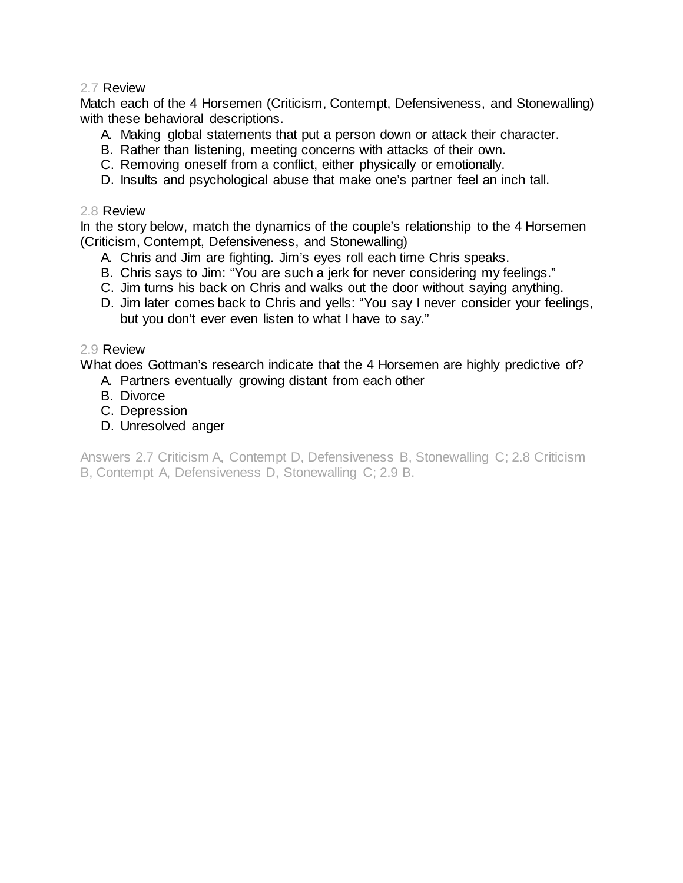2.7 Review

Match each of the 4 Horsemen (Criticism, Contempt, Defensiveness, and Stonewalling) with these behavioral descriptions.

A. Making global statements that put a person down or attack their character.
B. Rather than listening, meeting concerns with attacks of their own.
C. Removing oneself from a conflict, either physically or emotionally.
D. Insults and psychological abuse that make one's partner feel an inch tall.

2.8 Review

In the story below, match the dynamics of the couple's relationship to the 4 Horsemen (Criticism, Contempt, Defensiveness, and Stonewalling)

A. Chris and Jim are fighting. Jim's eyes roll each time Chris speaks.
B. Chris says to Jim: "You are such a jerk for never considering my feelings."
C. Jim turns his back on Chris and walks out the door without saying anything.
D. Jim later comes back to Chris and yells: "You say I never consider your feelings, but you don't ever even listen to what I have to say."

2.9 Review

What does Gottman's research indicate that the 4 Horsemen are highly predictive of?

A. Partners eventually growing distant from each other
B. Divorce
C. Depression
D. Unresolved anger

Answers 2.7 Criticism A, Contempt D, Defensiveness B, Stonewalling C; 2.8 Criticism B, Contempt A, Defensiveness D, Stonewalling C; 2.9 B.